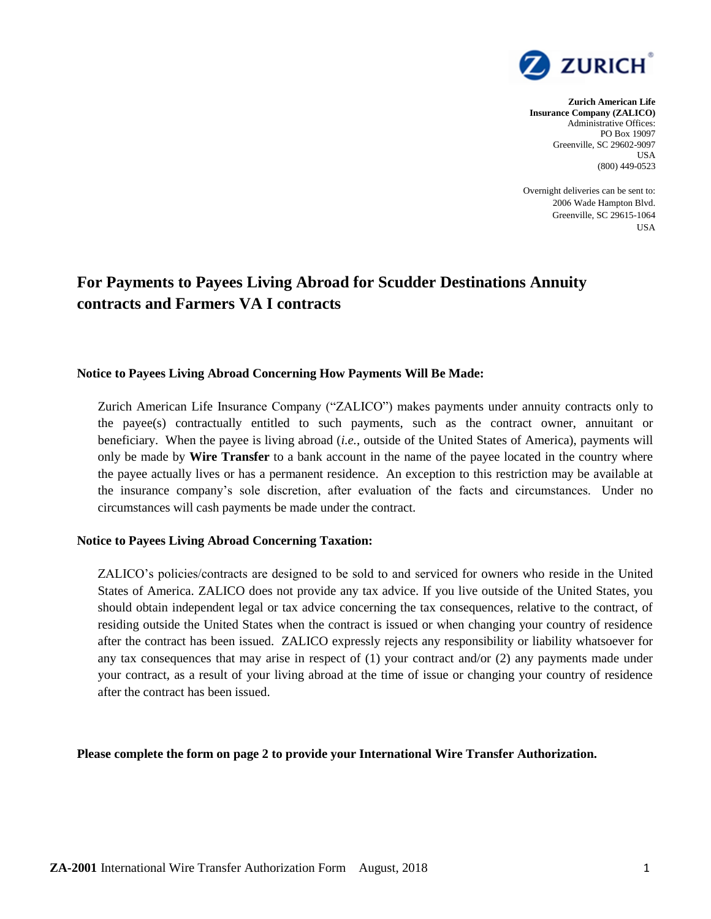ZURICH

**Zurich American Life Insurance Company (ZALICO)**
Administrative Offices:
PO Box 19097
Greenville, SC 29602-9097
USA
(800) 449-0523

Overnight deliveries can be sent to:
2006 Wade Hampton Blvd.
Greenville, SC 29615-1064
USA

# For Payments to Payees Living Abroad for Scudder Destinations Annuity contracts and Farmers VA I contracts

### Notice to Payees Living Abroad Concerning How Payments Will Be Made:

Zurich American Life Insurance Company ("ZALICO") makes payments under annuity contracts only to the payee(s) contractually entitled to such payments, such as the contract owner, annuitant or beneficiary. When the payee is living abroad (*i.e.*, outside of the United States of America), payments will only be made by **Wire Transfer** to a bank account in the name of the payee located in the country where the payee actually lives or has a permanent residence. An exception to this restriction may be available at the insurance company's sole discretion, after evaluation of the facts and circumstances. Under no circumstances will cash payments be made under the contract.

### Notice to Payees Living Abroad Concerning Taxation:

ZALICO's policies/contracts are designed to be sold to and serviced for owners who reside in the United States of America. ZALICO does not provide any tax advice. If you live outside of the United States, you should obtain independent legal or tax advice concerning the tax consequences, relative to the contract, of residing outside the United States when the contract is issued or when changing your country of residence after the contract has been issued. ZALICO expressly rejects any responsibility or liability whatsoever for any tax consequences that may arise in respect of (1) your contract and/or (2) any payments made under your contract, as a result of your living abroad at the time of issue or changing your country of residence after the contract has been issued.

**Please complete the form on page 2 to provide your International Wire Transfer Authorization.**

**ZA-2001** International Wire Transfer Authorization Form August, 2018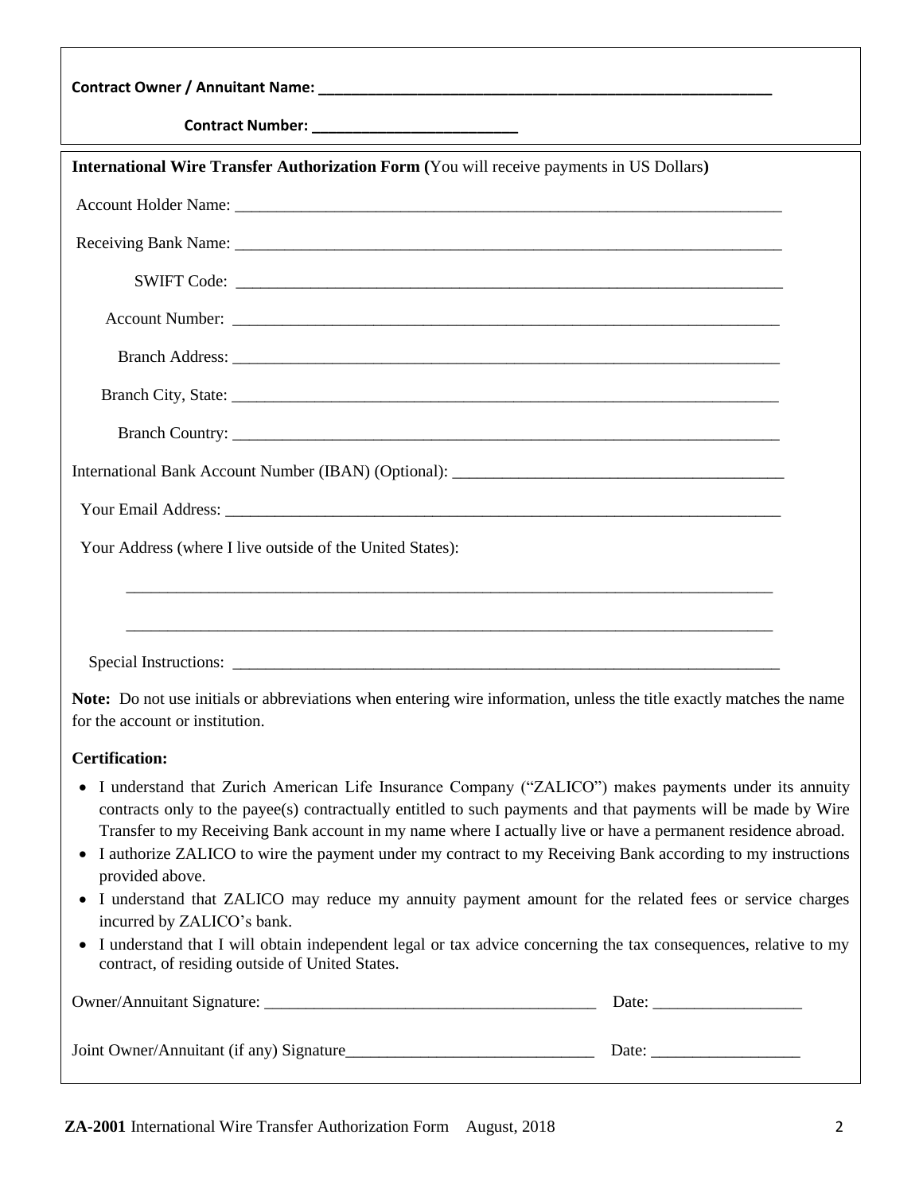**Contract Owner / Annuitant Name: \_\_\_\_\_\_\_\_\_\_\_\_\_\_\_\_\_\_\_\_\_\_\_\_\_\_\_\_\_\_\_\_\_\_\_\_\_\_\_\_\_\_\_\_\_\_\_\_\_\_\_\_**

**Contract Number: \_\_\_\_\_\_\_\_\_\_\_\_\_\_\_\_\_\_\_\_\_\_\_\_\_\_**

**International Wire Transfer Authorization Form (**You will receive payments in US Dollars**)**

Account Holder Name: \_\_\_\_\_\_\_\_\_\_\_\_\_\_\_\_\_\_\_\_\_\_\_\_\_\_\_\_\_\_\_\_\_\_\_\_\_\_\_\_\_\_\_\_\_\_\_\_\_\_\_\_\_\_\_\_\_\_\_\_

Receiving Bank Name: \_\_\_\_\_\_\_\_\_\_\_\_\_\_\_\_\_\_\_\_\_\_\_\_\_\_\_\_\_\_\_\_\_\_\_\_\_\_\_\_\_\_\_\_\_\_\_\_\_\_\_\_\_\_\_\_\_\_\_\_

SWIFT Code: \_\_\_\_\_\_\_\_\_\_\_\_\_\_\_\_\_\_\_\_\_\_\_\_\_\_\_\_\_\_\_\_\_\_\_\_\_\_\_\_\_\_\_\_\_\_\_\_\_\_\_\_\_\_\_\_\_\_\_\_

Account Number: \_\_\_\_\_\_\_\_\_\_\_\_\_\_\_\_\_\_\_\_\_\_\_\_\_\_\_\_\_\_\_\_\_\_\_\_\_\_\_\_\_\_\_\_\_\_\_\_\_\_\_\_\_\_\_\_\_\_\_\_

Branch Address: \_\_\_\_\_\_\_\_\_\_\_\_\_\_\_\_\_\_\_\_\_\_\_\_\_\_\_\_\_\_\_\_\_\_\_\_\_\_\_\_\_\_\_\_\_\_\_\_\_\_\_\_\_\_\_\_\_\_\_\_

Branch City, State: \_\_\_\_\_\_\_\_\_\_\_\_\_\_\_\_\_\_\_\_\_\_\_\_\_\_\_\_\_\_\_\_\_\_\_\_\_\_\_\_\_\_\_\_\_\_\_\_\_\_\_\_\_\_\_\_\_\_\_\_

Branch Country: \_\_\_\_\_\_\_\_\_\_\_\_\_\_\_\_\_\_\_\_\_\_\_\_\_\_\_\_\_\_\_\_\_\_\_\_\_\_\_\_\_\_\_\_\_\_\_\_\_\_\_\_\_\_\_\_\_\_\_\_

International Bank Account Number (IBAN) (Optional): \_\_\_\_\_\_\_\_\_\_\_\_\_\_\_\_\_\_\_\_\_\_\_\_\_\_\_\_\_\_\_\_\_\_\_\_\_\_\_\_

Your Email Address: \_\_\_\_\_\_\_\_\_\_\_\_\_\_\_\_\_\_\_\_\_\_\_\_\_\_\_\_\_\_\_\_\_\_\_\_\_\_\_\_\_\_\_\_\_\_\_\_\_\_\_\_\_\_\_\_\_\_\_\_

Your Address (where I live outside of the United States):

\_\_\_\_\_\_\_\_\_\_\_\_\_\_\_\_\_\_\_\_\_\_\_\_\_\_\_\_\_\_\_\_\_\_\_\_\_\_\_\_\_\_\_\_\_\_\_\_\_\_\_\_\_\_\_\_\_\_\_\_\_\_\_\_\_\_\_\_\_\_

\_\_\_\_\_\_\_\_\_\_\_\_\_\_\_\_\_\_\_\_\_\_\_\_\_\_\_\_\_\_\_\_\_\_\_\_\_\_\_\_\_\_\_\_\_\_\_\_\_\_\_\_\_\_\_\_\_\_\_\_\_\_\_\_\_\_\_\_\_\_

Special Instructions: \_\_\_\_\_\_\_\_\_\_\_\_\_\_\_\_\_\_\_\_\_\_\_\_\_\_\_\_\_\_\_\_\_\_\_\_\_\_\_\_\_\_\_\_\_\_\_\_\_\_\_\_\_\_\_\_\_\_\_\_

**Note:** Do not use initials or abbreviations when entering wire information, unless the title exactly matches the name for the account or institution.

**Certification:**

- I understand that Zurich American Life Insurance Company ("ZALICO") makes payments under its annuity contracts only to the payee(s) contractually entitled to such payments and that payments will be made by Wire Transfer to my Receiving Bank account in my name where I actually live or have a permanent residence abroad.
- I authorize ZALICO to wire the payment under my contract to my Receiving Bank according to my instructions provided above.
- I understand that ZALICO may reduce my annuity payment amount for the related fees or service charges incurred by ZALICO's bank.
- I understand that I will obtain independent legal or tax advice concerning the tax consequences, relative to my contract, of residing outside of United States.

Owner/Annuitant Signature: \_\_\_\_\_\_\_\_\_\_\_\_\_\_\_\_\_\_\_\_\_\_\_\_\_\_\_\_\_\_\_\_\_\_\_\_\_\_\_\_ Date: \_\_\_\_\_\_\_\_\_\_\_\_\_\_\_\_\_\_

Joint Owner/Annuitant (if any) Signature\_\_\_\_\_\_\_\_\_\_\_\_\_\_\_\_\_\_\_\_\_\_\_\_\_\_\_\_\_\_ Date: \_\_\_\_\_\_\_\_\_\_\_\_\_\_\_\_\_\_

**ZA-2001** International Wire Transfer Authorization Form August, 2018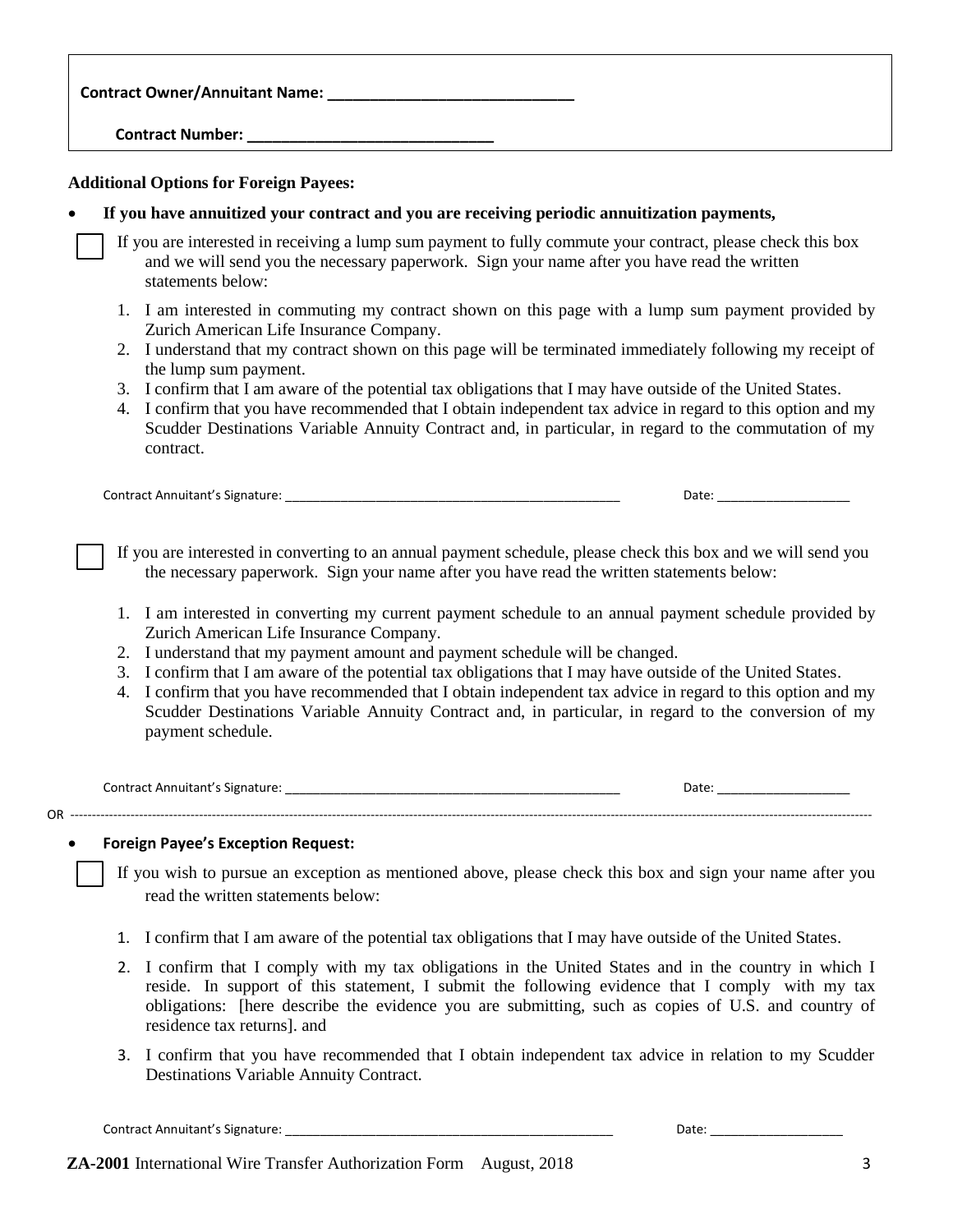**Contract Owner/Annuitant Name: ______________________________**

**Contract Number: ______________________________**

**Additional Options for Foreign Payees:**

- **If you have annuitized your contract and you are receiving periodic annuitization payments,**

☐ If you are interested in receiving a lump sum payment to fully commute your contract, please check this box and we will send you the necessary paperwork. Sign your name after you have read the written statements below:

1. I am interested in commuting my contract shown on this page with a lump sum payment provided by Zurich American Life Insurance Company.
2. I understand that my contract shown on this page will be terminated immediately following my receipt of the lump sum payment.
3. I confirm that I am aware of the potential tax obligations that I may have outside of the United States.
4. I confirm that you have recommended that I obtain independent tax advice in regard to this option and my Scudder Destinations Variable Annuity Contract and, in particular, in regard to the commutation of my contract.

Contract Annuitant's Signature: ______________________________ Date: ________________

☐ If you are interested in converting to an annual payment schedule, please check this box and we will send you the necessary paperwork. Sign your name after you have read the written statements below:

1. I am interested in converting my current payment schedule to an annual payment schedule provided by Zurich American Life Insurance Company.
2. I understand that my payment amount and payment schedule will be changed.
3. I confirm that I am aware of the potential tax obligations that I may have outside of the United States.
4. I confirm that you have recommended that I obtain independent tax advice in regard to this option and my Scudder Destinations Variable Annuity Contract and, in particular, in regard to the conversion of my payment schedule.

Contract Annuitant's Signature: ______________________________ Date: ________________

OR ---------------------------------------------------------------------------------------------------

- **Foreign Payee's Exception Request:**

☐ If you wish to pursue an exception as mentioned above, please check this box and sign your name after you read the written statements below:

1. I confirm that I am aware of the potential tax obligations that I may have outside of the United States.
2. I confirm that I comply with my tax obligations in the United States and in the country in which I reside. In support of this statement, I submit the following evidence that I comply with my tax obligations: [here describe the evidence you are submitting, such as copies of U.S. and country of residence tax returns]. and
3. I confirm that you have recommended that I obtain independent tax advice in relation to my Scudder Destinations Variable Annuity Contract.

Contract Annuitant's Signature: ______________________________ Date: ________________

**ZA-2001** International Wire Transfer Authorization Form August, 2018